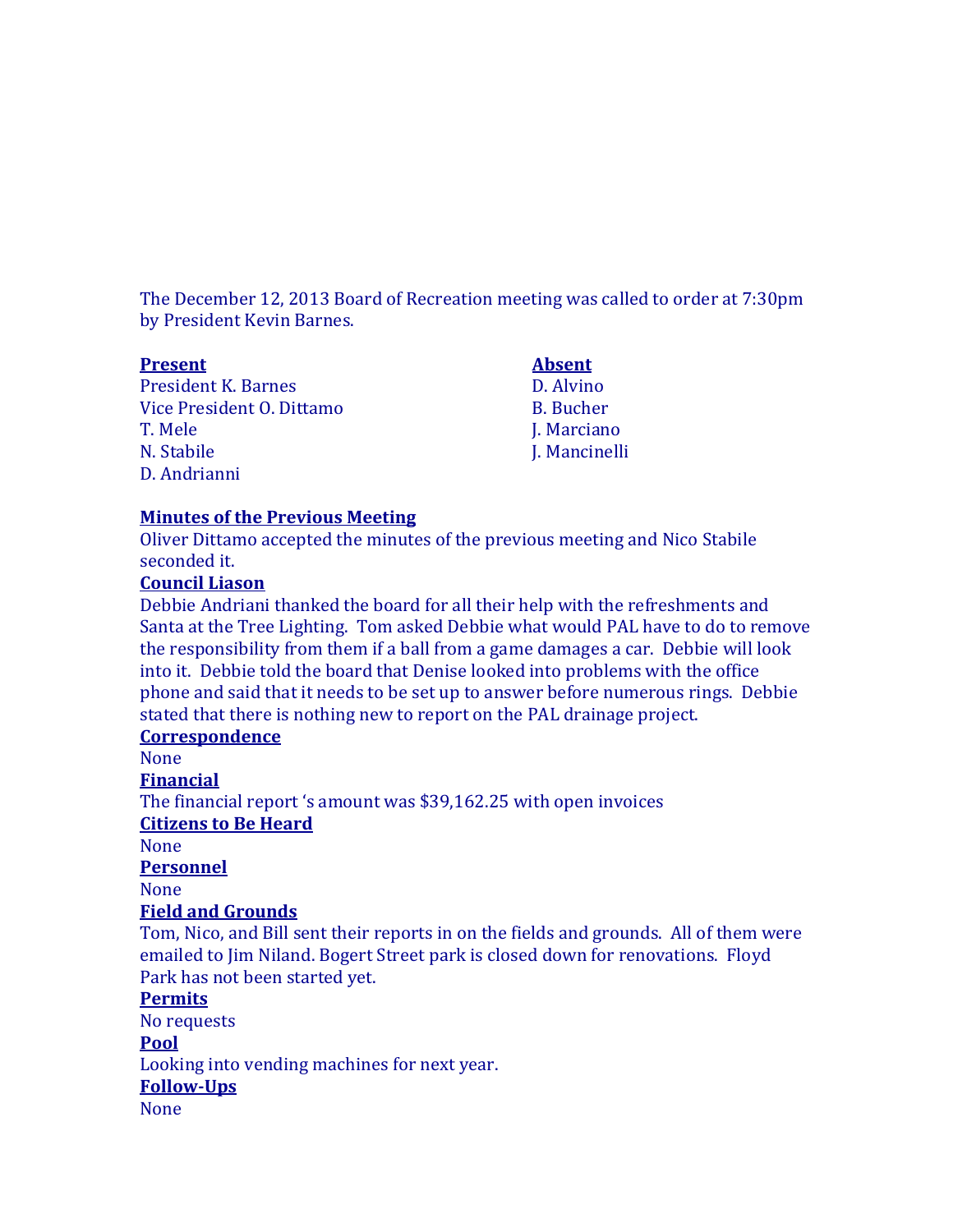The December 12, 2013 Board of Recreation meeting was called to order at 7:30pm by President Kevin Barnes.

| **Present** | **Absent** |
|---|---|
| President K. Barnes | D. Alvino |
| Vice President O. Dittamo | B. Bucher |
| T. Mele | J. Marciano |
| N. Stabile | J. Mancinelli |
| D. Andrianni | |

**Minutes of the Previous Meeting**

Oliver Dittamo accepted the minutes of the previous meeting and Nico Stabile seconded it.

**Council Liason**

Debbie Andriani thanked the board for all their help with the refreshments and Santa at the Tree Lighting. Tom asked Debbie what would PAL have to do to remove the responsibility from them if a ball from a game damages a car. Debbie will look into it. Debbie told the board that Denise looked into problems with the office phone and said that it needs to be set up to answer before numerous rings. Debbie stated that there is nothing new to report on the PAL drainage project.

**Correspondence**

None

**Financial**

The financial report 's amount was $39,162.25 with open invoices

**Citizens to Be Heard**

None

**Personnel**

None

**Field and Grounds**

Tom, Nico, and Bill sent their reports in on the fields and grounds. All of them were emailed to Jim Niland. Bogert Street park is closed down for renovations. Floyd Park has not been started yet.

**Permits**

No requests

**Pool**

Looking into vending machines for next year.

**Follow-Ups**

None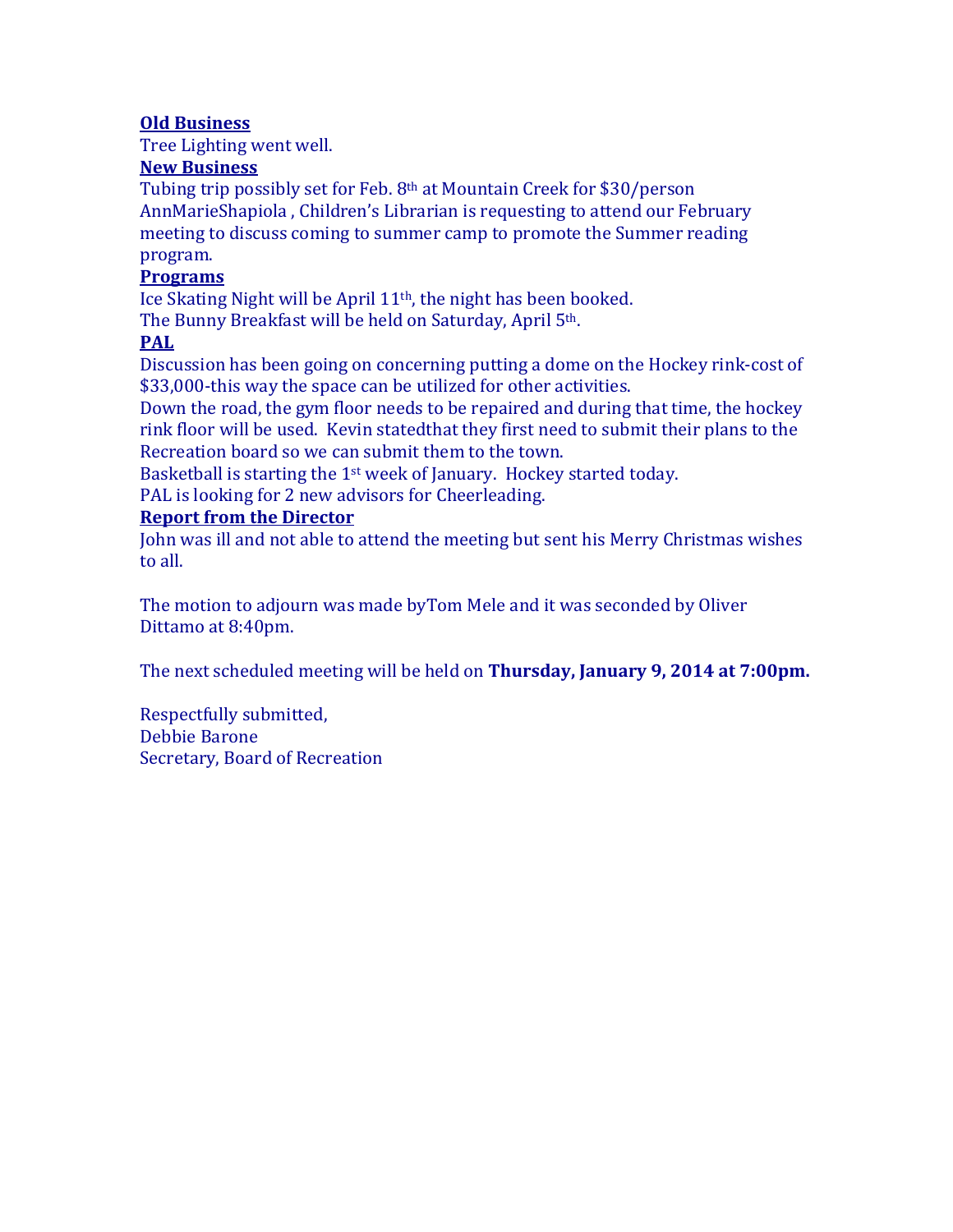**Old Business**

Tree Lighting went well.

**New Business**

Tubing trip possibly set for Feb. 8th at Mountain Creek for $30/person

AnnMarieShapiola , Children's Librarian is requesting to attend our February meeting to discuss coming to summer camp to promote the Summer reading program.

**Programs**

Ice Skating Night will be April 11th, the night has been booked.

The Bunny Breakfast will be held on Saturday, April 5th.

**PAL**

Discussion has been going on concerning putting a dome on the Hockey rink-cost of $33,000-this way the space can be utilized for other activities.

Down the road, the gym floor needs to be repaired and during that time, the hockey rink floor will be used. Kevin statedthat they first need to submit their plans to the Recreation board so we can submit them to the town.

Basketball is starting the 1st week of January. Hockey started today.

PAL is looking for 2 new advisors for Cheerleading.

**Report from the Director**

John was ill and not able to attend the meeting but sent his Merry Christmas wishes to all.

The motion to adjourn was made byTom Mele and it was seconded by Oliver Dittamo at 8:40pm.

The next scheduled meeting will be held on **Thursday, January 9, 2014 at 7:00pm.**

Respectfully submitted,
Debbie Barone
Secretary, Board of Recreation